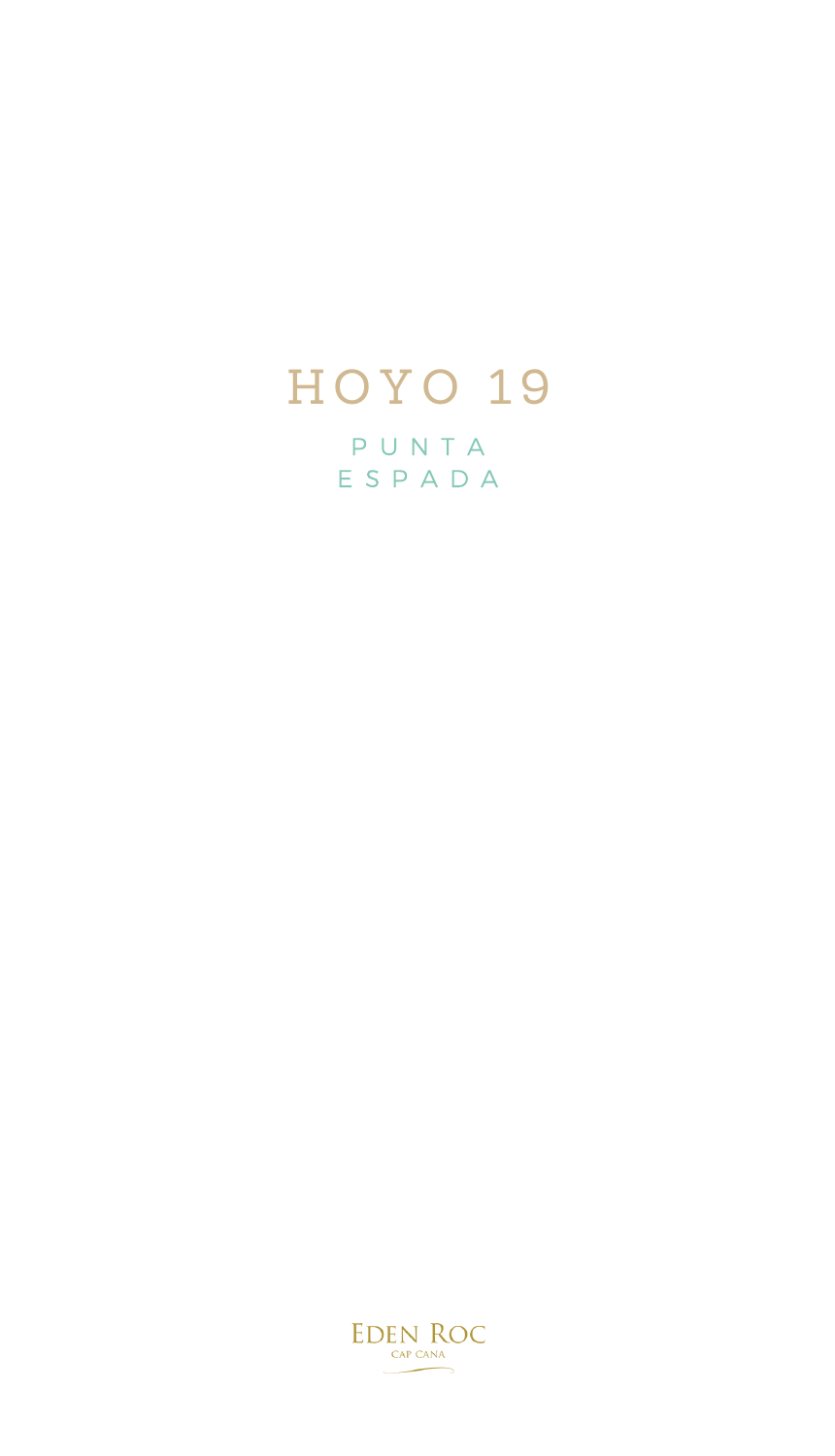# HOYO 19

PUNTA
ESPADA

EDEN ROC
CAP CANA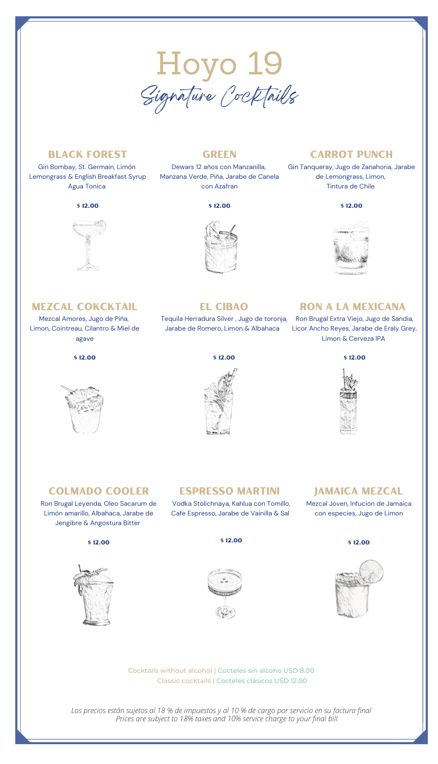# Hoyo 19

## Signature Cocktails

### BLACK FOREST

Gin Bombay, St. Germain, Limón Lemongrass & English Breakfast Syrup Agua Tonica

**$ 12.00**

### GREEN

Dewars 12 años con Manzanilla, Manzana Verde, Piña, Jarabe de Canela con Azafran

**$ 12.00**

### CARROT PUNCH

Gin Tanqueray, Jugo de Zanahoria, Jarabe de Lemongrass, Limon, Tintura de Chile

**$ 12.00**

### MEZCAL COKCKTAIL

Mezcal Amores, Jugo de Piña, Limon, Cointreau, Cilantro & Miel de agave

**$ 12.00**

### EL CIBAO

Tequila Herradura Silver , Jugo de toronja, Jarabe de Romero, Limon & Albahaca

**$ 12.00**

### RON A LA MEXICANA

Ron Brugal Extra Viejo, Jugo de Sandia, Licor Ancho Reyes, Jarabe de Eraly Grey, Limon & Cerveza IPA

**$ 12.00**

### COLMADO COOLER

Ron Brugal Leyenda, Oleo Sacarum de Limón amarillo, Albahaca, Jarabe de Jengibre & Angostura Bitter

**$ 12.00**

### ESPRESSO MARTINI

Vodka Stolichnaya, Kahlua con Tomillo, Cafe Espresso, Jarabe de Vainilla & Sal

**$ 12.00**

### JAMAICA MEZCAL

Mezcal Joven, Infucion de Jamaica con especies, Jugo de Limon

**$ 12.00**

Cocktails without alcohol | Cocteles sin alcoho USD 8.00

Classic cocktails | Cocteles clásicos USD 12.00

*Los precios están sujetos al 18 % de impuestos y al 10 % de cargo por servicio en su factura final*
*Prices are subject to 18% taxes and 10% service charge to your final bill*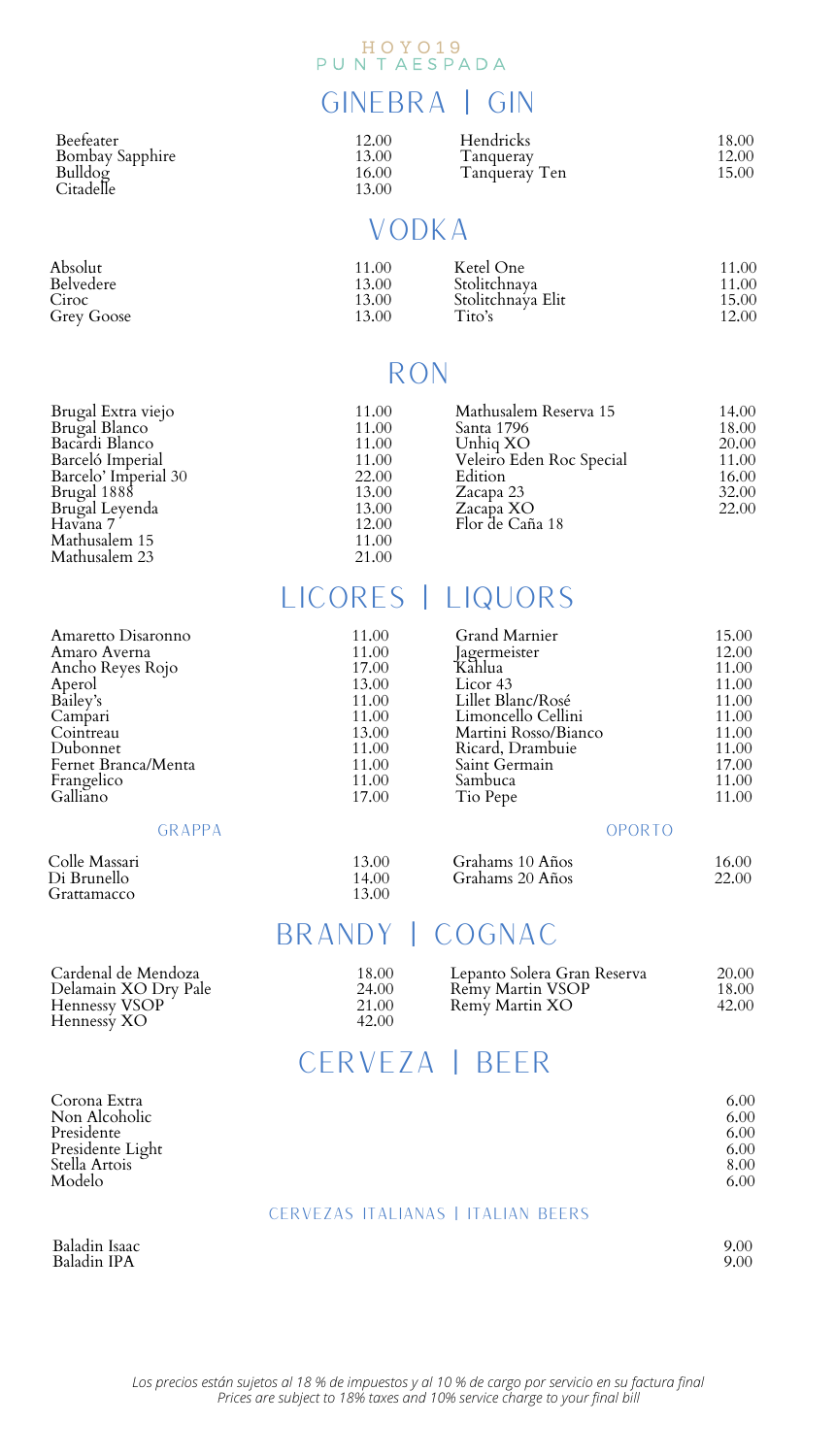HOYO19
PUNTAESPADA

# GINEBRA | GIN

| | | | |
|---|---|---|---|
| Beefeater | 12.00 | Hendricks | 18.00 |
| Bombay Sapphire | 13.00 | Tanqueray | 12.00 |
| Bulldog | 16.00 | Tanqueray Ten | 15.00 |
| Citadelle | 13.00 | | |

# VODKA

| | | | |
|---|---|---|---|
| Absolut | 11.00 | Ketel One | 11.00 |
| Belvedere | 13.00 | Stolitchnaya | 11.00 |
| Ciroc | 13.00 | Stolitchnaya Elit | 15.00 |
| Grey Goose | 13.00 | Tito's | 12.00 |

# RON

| | | | |
|---|---|---|---|
| Brugal Extra viejo | 11.00 | Mathusalem Reserva 15 | 14.00 |
| Brugal Blanco | 11.00 | Santa 1796 | 18.00 |
| Bacardi Blanco | 11.00 | Unhiq XO | 20.00 |
| Barceló Imperial | 11.00 | Veleiro Eden Roc Special | 11.00 |
| Barcelo' Imperial 30 | 22.00 | Edition | 16.00 |
| Brugal 1888 | 13.00 | Zacapa 23 | 32.00 |
| Brugal Leyenda | 13.00 | Zacapa XO | 22.00 |
| Havana 7 | 12.00 | Flor de Caña 18 | |
| Mathusalem 15 | 11.00 | | |
| Mathusalem 23 | 21.00 | | |

# LICORES | LIQUORS

| | | | |
|---|---|---|---|
| Amaretto Disaronno | 11.00 | Grand Marnier | 15.00 |
| Amaro Averna | 11.00 | Jagermeister | 12.00 |
| Ancho Reyes Rojo | 17.00 | Kahlua | 11.00 |
| Aperol | 13.00 | Licor 43 | 11.00 |
| Bailey's | 11.00 | Lillet Blanc/Rosé | 11.00 |
| Campari | 11.00 | Limoncello Cellini | 11.00 |
| Cointreau | 13.00 | Martini Rosso/Bianco | 11.00 |
| Dubonnet | 11.00 | Ricard, Drambuie | 11.00 |
| Fernet Branca/Menta | 11.00 | Saint Germain | 17.00 |
| Frangelico | 11.00 | Sambuca | 11.00 |
| Galliano | 17.00 | Tio Pepe | 11.00 |

### GRAPPA

| | |
|---|---|
| Colle Massari | 13.00 |
| Di Brunello | 14.00 |
| Grattamacco | 13.00 |

### OPORTO

| | |
|---|---|
| Grahams 10 Años | 16.00 |
| Grahams 20 Años | 22.00 |

# BRANDY | COGNAC

| | | | |
|---|---|---|---|
| Cardenal de Mendoza | 18.00 | Lepanto Solera Gran Reserva | 20.00 |
| Delamain XO Dry Pale | 24.00 | Remy Martin VSOP | 18.00 |
| Hennessy VSOP | 21.00 | Remy Martin XO | 42.00 |
| Hennessy XO | 42.00 | | |

# CERVEZA | BEER

| | |
|---|---|
| Corona Extra | 6.00 |
| Non Alcoholic | 6.00 |
| Presidente | 6.00 |
| Presidente Light | 6.00 |
| Stella Artois | 8.00 |
| Modelo | 6.00 |

### CERVEZAS ITALIANAS | ITALIAN BEERS

| | |
|---|---|
| Baladin Isaac | 9.00 |
| Baladin IPA | 9.00 |

*Los precios están sujetos al 18 % de impuestos y al 10 % de cargo por servicio en su factura final*
*Prices are subject to 18% taxes and 10% service charge to your final bill*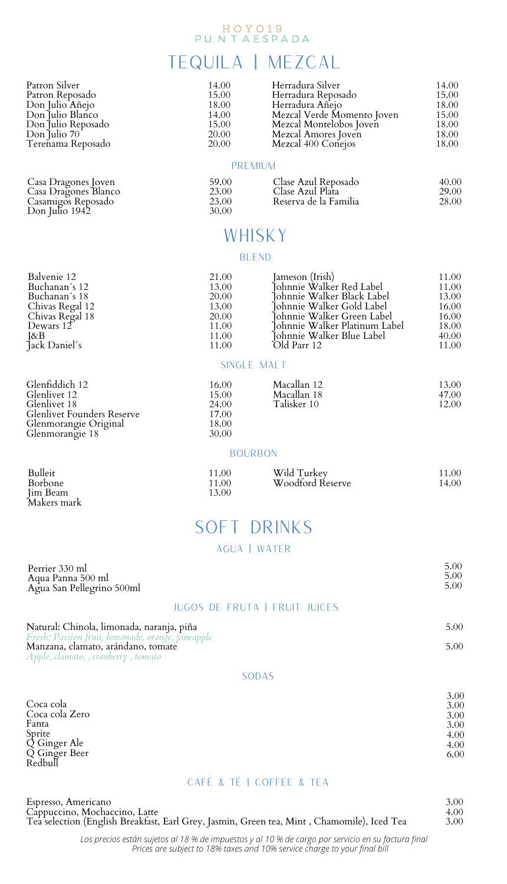# TEQUILA | MEZCAL

| | | | |
|---|---|---|---|
| Patron Silver | 14.00 | Herradura Silver | 14.00 |
| Patron Reposado | 15.00 | Herradura Reposado | 15.00 |
| Don Julio Añejo | 18.00 | Herradura Añejo | 18.00 |
| Don Julio Blanco | 14.00 | Mezcal Verde Momento Joven | 15.00 |
| Don Julio Reposado | 15.00 | Mezcal Montelobos Joven | 18.00 |
| Don Julio 70 | 20.00 | Mezcal Amores Joven | 18.00 |
| Terenama Reposado | 20.00 | Mezcal 400 Conejos | 18.00 |

### PREMIUM

| | | | |
|---|---|---|---|
| Casa Dragones Joven | 59.00 | Clase Azul Reposado | 40.00 |
| Casa Dragones Blanco | 23.00 | Clase Azul Plata | 29.00 |
| Casamigos Reposado | 23.00 | Reserva de la Familia | 28.00 |
| Don Julio 1942 | 30.00 | | |

# WHISKY

### BLEND

| | | | |
|---|---|---|---|
| Balvenie 12 | 21.00 | Jameson (Irish) | 11.00 |
| Buchanan´s 12 | 13.00 | Johnnie Walker Red Label | 11.00 |
| Buchanan´s 18 | 20.00 | Johnnie Walker Black Label | 13.00 |
| Chivas Regal 12 | 13.00 | Johnnie Walker Gold Label | 16.00 |
| Chivas Regal 18 | 20.00 | Johnnie Walker Green Label | 16.00 |
| Dewars 12 | 11.00 | Johnnie Walker Platinum Label | 18.00 |
| J&B | 11.00 | Johnnie Walker Blue Label | 40.00 |
| Jack Daniel´s | 11.00 | Old Parr 12 | 11.00 |

### SINGLE MALT

| | | | |
|---|---|---|---|
| Glenfiddich 12 | 16.00 | Macallan 12 | 13.00 |
| Glenlivet 12 | 15.00 | Macallan 18 | 47.00 |
| Glenlivet 18 | 24.00 | Talisker 10 | 12.00 |
| Glenlivet Founders Reserve | 17.00 | | |
| Glenmorangie Original | 18.00 | | |
| Glenmorangie 18 | 30.00 | | |

### BOURBON

| | | | |
|---|---|---|---|
| Bulleit | 11.00 | Wild Turkey | 11.00 |
| Borbone | 11.00 | Woodford Reserve | 14.00 |
| Jim Beam | 13.00 | | |
| Makers mark | | | |

# SOFT DRINKS

### AGUA | WATER

| | |
|---|---|
| Perrier 330 ml | 5.00 |
| Aqua Panna 500 ml | 5.00 |
| Agua San Pellegrino 500ml | 5.00 |

### JUGOS DE FRUTA | FRUIT JUICES

| | |
|---|---|
| Natural: Chinola, limonada, naranja, piña<br>*Fresh: Passion fruit, lemonade, orange, pineapple* | 5.00 |
| Manzana, clamato, arándano, tomate<br>*Apple, clamato, , cranberry , tomato* | 5.00 |

### SODAS

| | |
|---|---|
| Coca cola | 3.00 |
| Coca cola Zero | 3.00 |
| Fanta | 3.00 |
| Sprite | 3.00 |
| Q Ginger Ale | 4.00 |
| Q Ginger Beer | 4.00 |
| Redbull | 6.00 |

### CAFÉ & TÉ | COFFEE & TEA

| | |
|---|---|
| Espresso, Americano | 3.00 |
| Cappuccino, Mochaccino, Latte | 4.00 |
| Tea selection (English Breakfast, Earl Grey, Jasmin, Green tea, Mint , Chamomile), Iced Tea | 3.00 |

*Los precios están sujetos al 18 % de impuestos y al 10 % de cargo por servicio en su factura final*
*Prices are subject to 18% taxes and 10% service charge to your final bill*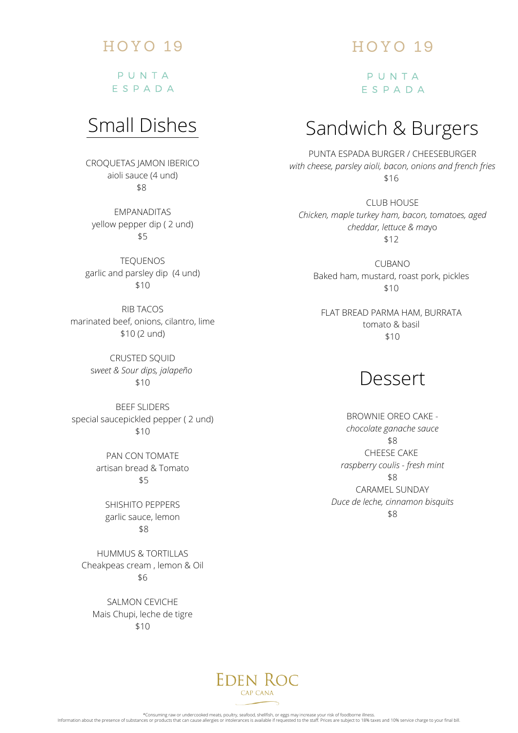# HOYO 19

PUNTA ESPADA

## Small Dishes

CROQUETAS JAMON IBERICO
aioli sauce (4 und)
$8

EMPANADITAS
yellow pepper dip ( 2 und)
$5

TEQUENOS
garlic and parsley dip (4 und)
$10

RIB TACOS
marinated beef, onions, cilantro, lime
$10 (2 und)

CRUSTED SQUID
*sweet & Sour dips, jalapeño*
$10

BEEF SLIDERS
special saucepickled pepper ( 2 und)
$10

PAN CON TOMATE
artisan bread & Tomato
$5

SHISHITO PEPPERS
garlic sauce, lemon
$8

HUMMUS & TORTILLAS
Cheakpeas cream , lemon & Oil
$6

SALMON CEVICHE
Mais Chupi, leche de tigre
$10

# HOYO 19

PUNTA ESPADA

## Sandwich & Burgers

PUNTA ESPADA BURGER / CHEESEBURGER
*with cheese, parsley aioli, bacon, onions and french fries*
$16

CLUB HOUSE
*Chicken, maple turkey ham, bacon, tomatoes, aged cheddar, lettuce & mayo*
$12

CUBANO
Baked ham, mustard, roast pork, pickles
$10

FLAT BREAD PARMA HAM, BURRATA
tomato & basil
$10

## Dessert

BROWNIE OREO CAKE -
*chocolate ganache sauce*
$8

CHEESE CAKE
*raspberry coulis - fresh mint*
$8

CARAMEL SUNDAY
*Duce de leche, cinnamon bisquits*
$8

EDEN ROC
CAP CANA

*Consuming raw or undercooked meats, poultry, seafood, shellfish, or eggs may increase your risk of foodborne illness.
Information about the presence of substances or products that can cause allergies or intolerances is available if requested to the staff. Prices are subject to 18% taxes and 10% service charge to your final bill.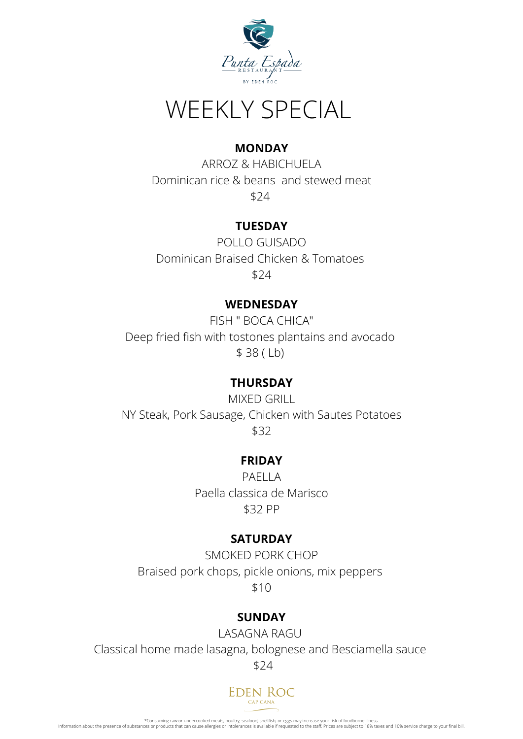Punta Espada
RESTAURANT
BY EDEN ROC

# WEEKLY SPECIAL

**MONDAY**

ARROZ & HABICHUELA

Dominican rice & beans and stewed meat

$24

**TUESDAY**

POLLO GUISADO

Dominican Braised Chicken & Tomatoes

$24

**WEDNESDAY**

FISH " BOCA CHICA"

Deep fried fish with tostones plantains and avocado

$ 38 ( Lb)

**THURSDAY**

MIXED GRILL

NY Steak, Pork Sausage, Chicken with Sautes Potatoes

$32

**FRIDAY**

PAELLA

Paella classica de Marisco

$32 PP

**SATURDAY**

SMOKED PORK CHOP

Braised pork chops, pickle onions, mix peppers

$10

**SUNDAY**

LASAGNA RAGU

Classical home made lasagna, bolognese and Besciamella sauce

$24

EDEN ROC
CAP CANA

*Consuming raw or undercooked meats, poultry, seafood, shellfish, or eggs may increase your risk of foodborne illness.
Information about the presence of substances or products that can cause allergies or intolerances is available if requested to the staff. Prices are subject to 18% taxes and 10% service charge to your final bill.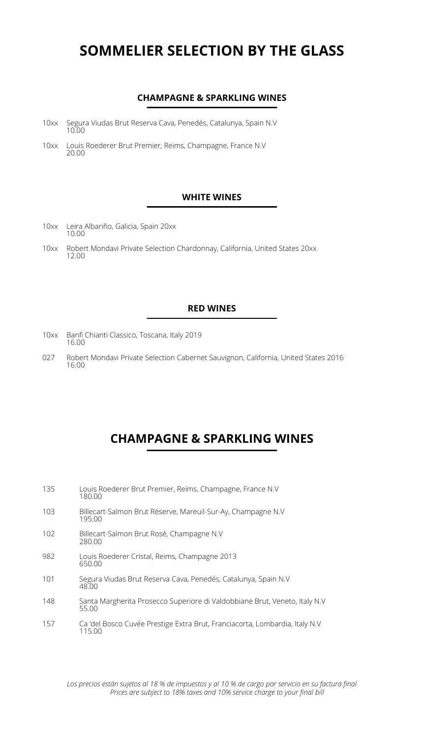# SOMMELIER SELECTION BY THE GLASS

### CHAMPAGNE & SPARKLING WINES

10xx Segura Viudas Brut Reserva Cava, Penedés, Catalunya, Spain N.V
10.00

10xx Louis Roederer Brut Premier, Reims, Champagne, France N.V
20.00

### WHITE WINES

10xx Leira Albariño, Galicia, Spain 20xx
10.00

10xx Robert Mondavi Private Selection Chardonnay, California, United States 20xx
12.00

### RED WINES

10xx Banfi Chianti Classico, Toscana, Italy 2019
16.00

027 Robert Mondavi Private Selection Cabernet Sauvignon, California, United States 2016
16.00

## CHAMPAGNE & SPARKLING WINES

135 Louis Roederer Brut Premier, Reims, Champagne, France N.V
180.00

103 Billecart-Salmon Brut Réserve, Mareuil-Sur-Ay, Champagne N.V
195.00

102 Billecart-Salmon Brut Rosé, Champagne N.V
280.00

982 Louis Roederer Cristal, Reims, Champagne 2013
650.00

101 Segura Viudas Brut Reserva Cava, Penedés, Catalunya, Spain N.V
48.00

148 Santa Margherita Prosecco Superiore di Valdobbiane Brut, Veneto, Italy N.V
55.00

157 Ca 'del Bosco Cuvée Prestige Extra Brut, Franciacorta, Lombardia, Italy N.V
115.00

*Los precios están sujetos al 18 % de impuestos y al 10 % de cargo por servicio en su factura final*
*Prices are subject to 18% taxes and 10% service charge to your final bill*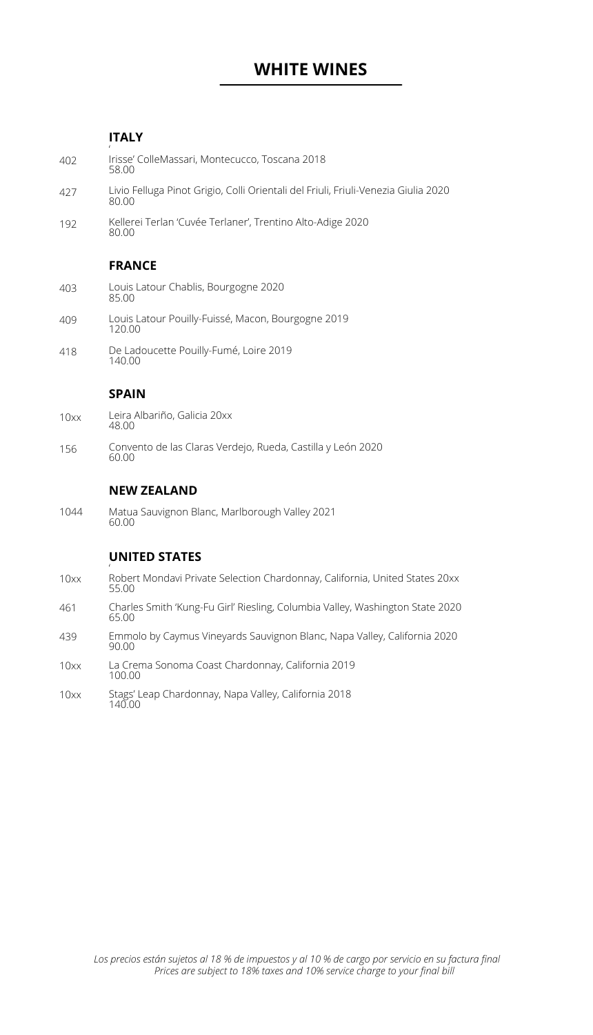# WHITE WINES

## ITALY

402 Irisse' ColleMassari, Montecucco, Toscana 2018
58.00

427 Livio Felluga Pinot Grigio, Colli Orientali del Friuli, Friuli-Venezia Giulia 2020
80.00

192 Kellerei Terlan 'Cuvée Terlaner', Trentino Alto-Adige 2020
80.00

## FRANCE

403 Louis Latour Chablis, Bourgogne 2020
85.00

409 Louis Latour Pouilly-Fuissé, Macon, Bourgogne 2019
120.00

418 De Ladoucette Pouilly-Fumé, Loire 2019
140.00

## SPAIN

10xx Leira Albariño, Galicia 20xx
48.00

156 Convento de las Claras Verdejo, Rueda, Castilla y León 2020
60.00

## NEW ZEALAND

1044 Matua Sauvignon Blanc, Marlborough Valley 2021
60.00

## UNITED STATES

10xx Robert Mondavi Private Selection Chardonnay, California, United States 20xx
55.00

461 Charles Smith 'Kung-Fu Girl' Riesling, Columbia Valley, Washington State 2020
65.00

439 Emmolo by Caymus Vineyards Sauvignon Blanc, Napa Valley, California 2020
90.00

10xx La Crema Sonoma Coast Chardonnay, California 2019
100.00

10xx Stags' Leap Chardonnay, Napa Valley, California 2018
140.00

*Los precios están sujetos al 18 % de impuestos y al 10 % de cargo por servicio en su factura final*
*Prices are subject to 18% taxes and 10% service charge to your final bill*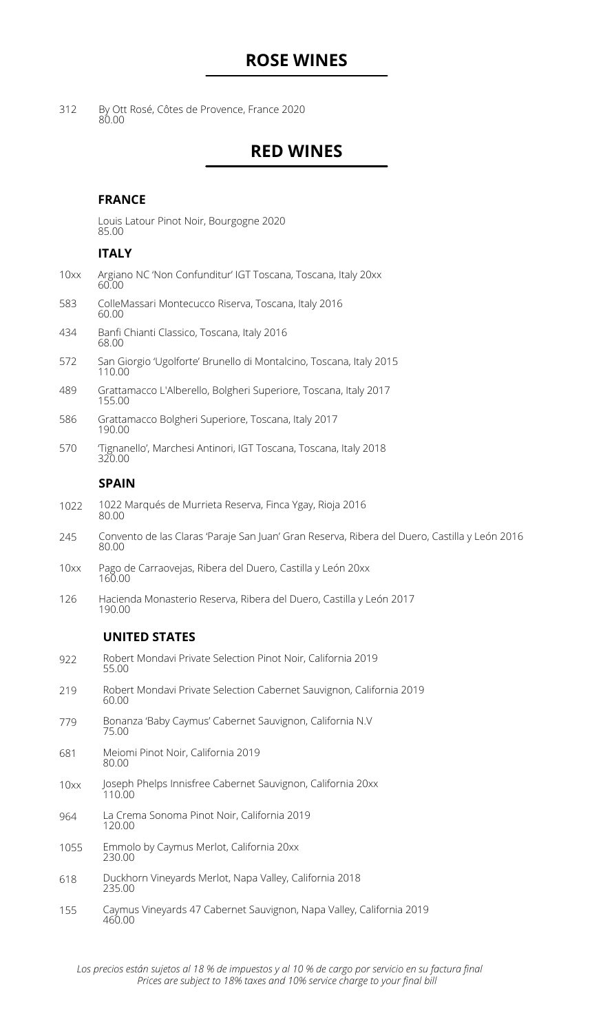## ROSE WINES

312 By Ott Rosé, Côtes de Provence, France 2020
80.00

## RED WINES

### FRANCE

Louis Latour Pinot Noir, Bourgogne 2020
85.00

### ITALY

10xx Argiano NC 'Non Confunditur' IGT Toscana, Toscana, Italy 20xx
60.00

583 ColleMassari Montecucco Riserva, Toscana, Italy 2016
60.00

434 Banfi Chianti Classico, Toscana, Italy 2016
68.00

572 San Giorgio 'Ugolforte' Brunello di Montalcino, Toscana, Italy 2015
110.00

489 Grattamacco L'Alberello, Bolgheri Superiore, Toscana, Italy 2017
155.00

586 Grattamacco Bolgheri Superiore, Toscana, Italy 2017
190.00

570 'Tignanello', Marchesi Antinori, IGT Toscana, Toscana, Italy 2018
320.00

### SPAIN

1022 1022 Marqués de Murrieta Reserva, Finca Ygay, Rioja 2016
80.00

245 Convento de las Claras 'Paraje San Juan' Gran Reserva, Ribera del Duero, Castilla y León 2016
80.00

10xx Pago de Carraovejas, Ribera del Duero, Castilla y León 20xx
160.00

126 Hacienda Monasterio Reserva, Ribera del Duero, Castilla y León 2017
190.00

### UNITED STATES

922 Robert Mondavi Private Selection Pinot Noir, California 2019
55.00

219 Robert Mondavi Private Selection Cabernet Sauvignon, California 2019
60.00

779 Bonanza 'Baby Caymus' Cabernet Sauvignon, California N.V
75.00

681 Meiomi Pinot Noir, California 2019
80.00

10xx Joseph Phelps Innisfree Cabernet Sauvignon, California 20xx
110.00

964 La Crema Sonoma Pinot Noir, California 2019
120.00

1055 Emmolo by Caymus Merlot, California 20xx
230.00

618 Duckhorn Vineyards Merlot, Napa Valley, California 2018
235.00

155 Caymus Vineyards 47 Cabernet Sauvignon, Napa Valley, California 2019
460.00

*Los precios están sujetos al 18 % de impuestos y al 10 % de cargo por servicio en su factura final*
*Prices are subject to 18% taxes and 10% service charge to your final bill*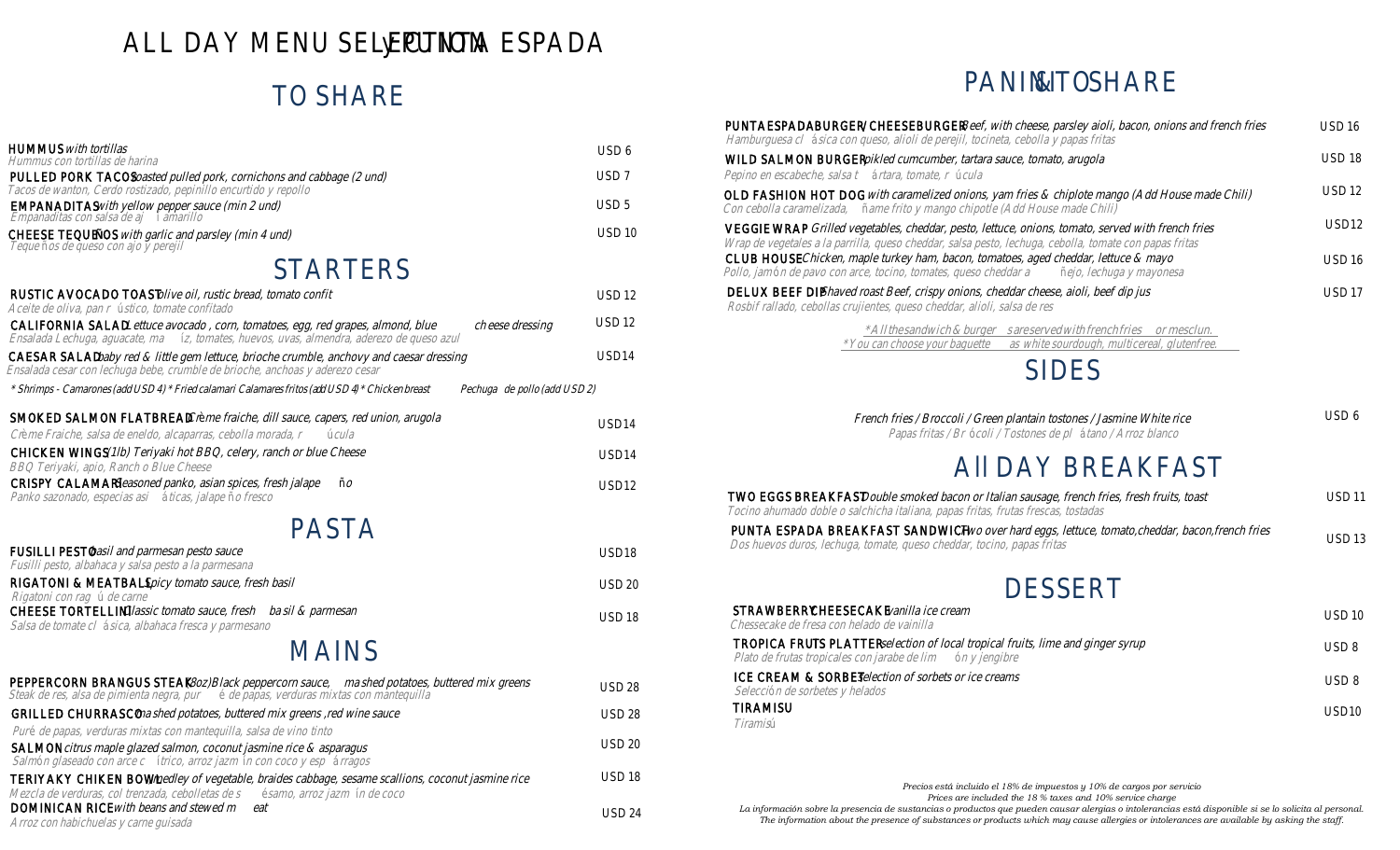# ALL DAY MENU SELECTION PUNTA ESPADA

## TO SHARE

**HUMMUS** *with tortillas* — USD 6
Hummus con tortillas de harina

**PULLED PORK TACOS** *Roasted pulled pork, cornichons and cabbage (2 und)* — USD 7
Tacos de wanton, Cerdo rostizado, pepinillo encurtido y repollo

**EMPANADITAS** *with yellow pepper sauce (min 2 und)* — USD 5
Empanaditas con salsa de ají amarillo

**CHEESE TEQUEÑOS** *with garlic and parsley (min 4 und)* — USD 10
Tequeños de queso con ajo y perejil

## STARTERS

**RUSTIC AVOCADO TOAST** *Olive oil, rustic bread, tomato confit* — USD 12
Aceite de oliva, pan rústico, tomate confitado

**CALIFORNIA SALAD** *Lettuce avocado , corn, tomatoes, egg, red grapes, almond, blue cheese dressing* — USD 12
Ensalada Lechuga, aguacate, maíz, tomates, huevos, uvas, almendra, aderezo de queso azul

**CAESAR SALAD** *baby red & little gem lettuce, brioche crumble, anchovy and caesar dressing* — USD14
Ensalada cesar con lechuga bebe, crumble de brioche, anchoas y aderezo cesar

* Shrimps - Camarones (add USD 4) * Fried calamari Calamares fritos (add USD 4) * Chicken breast Pechuga de pollo (add USD 2)

**SMOKED SALMON FLATBREAD** *Crème fraiche, dill sauce, capers, red union, arugola* — USD14
Crème Fraiche, salsa de eneldo, alcaparras, cebolla morada, rúcula

**CHICKEN WINGS** *(1lb) Teriyaki hot BBQ, celery, ranch or blue Cheese* — USD14
BBQ Teriyaki, apio, Ranch o Blue Cheese

**CRISPY CALAMARS** *Seasoned panko, asian spices, fresh jalapeño* — USD12
Panko sazonado, especias asiáticas, jalapeño fresco

## PASTA

**FUSILLI PESTO** *basil and parmesan pesto sauce* — USD18
Fusilli pesto, albahaca y salsa pesto a la parmesana

**RIGATONI & MEATBALL** *Spicy tomato sauce, fresh basil* — USD 20
Rigatoni con ragú de carne

**CHEESE TORTELLINI** *Classic tomato sauce, fresh basil & parmesan* — USD 18
Salsa de tomate clásica, albahaca fresca y parmesano

## MAINS

**PEPPERCORN BRANGUS STEAK** *(8oz)Black peppercorn sauce, mashed potatoes, buttered mix greens* — USD 28
Steak de res, alsa de pimienta negra, puré de papas, verduras mixtas con mantequilla

**GRILLED CHURRASCO** *mashed potatoes, buttered mix greens ,red wine sauce* — USD 28
Puré de papas, verduras mixtas con mantequilla, salsa de vino tinto

**SALMON** *citrus maple glazed salmon, coconut jasmine rice & asparagus* — USD 20
Salmón glaseado con arce cítrico, arroz jazmín con coco y espárragos

**TERIYAKY CHIKEN BOWL** *medley of vegetable, braides cabbage, sesame scallions, coconut jasmine rice* — USD 18
Mezcla de verduras, col trenzada, cebolletas de sésamo, arroz jazmín de coco

**DOMINICAN RICE** *with beans and stewed meat* — USD 24
Arroz con habichuelas y carne guisada

## PANINI & TO SHARE

**PUNTA ESPADA BURGER/ CHEESEBURGER** *Beef, with cheese, parsley aioli, bacon, onions and french fries* — USD 16
Hamburguesa clásica con queso, alioli de perejil, tocineta, cebolla y papas fritas

**WILD SALMON BURGER** *pikled cumcumber, tartara sauce, tomato, arugola* — USD 18
Pepino en escabeche, salsa tártara, tomate, rúcula

**OLD FASHION HOT DOG** *with caramelized onions, yam fries & chiplote mango (Add House made Chili)* — USD 12
Con cebolla caramelizada, ñame frito y mango chipotle (Add House made Chili)

**VEGGIE WRAP** *Grilled vegetables, cheddar, pesto, lettuce, onions, tomato, served with french fries* — USD12
Wrap de vegetales a la parrilla, queso cheddar, salsa pesto, lechuga, cebolla, tomate con papas fritas

**CLUB HOUSE** *Chicken, maple turkey ham, bacon, tomatoes, aged cheddar, lettuce & mayo* — USD 16
Pollo, jamón de pavo con arce, tocino, tomates, queso cheddar añejo, lechuga y mayonesa

**DELUX BEEF DIP** *Shaved roast Beef, crispy onions, cheddar cheese, aioli, beef dip jus* — USD 17
Rosbif rallado, cebollas crujientes, queso cheddar, alioli, salsa de res

*All the sandwich & burgers are served with french fries or mesclun.
*You can choose your baguette as white sourdough, multicereal, glutenfree.

## SIDES

*French fries / Broccoli / Green plantain tostones / Jasmine White rice* — USD 6
Papas fritas / Brócoli / Tostones de plátano / Arroz blanco

## All DAY BREAKFAST

**TWO EGGS BREAKFAST** *Double smoked bacon or Italian sausage, french fries, fresh fruits, toast* — USD 11
Tocino ahumado doble o salchicha italiana, papas fritas, frutas frescas, tostadas

**PUNTA ESPADA BREAKFAST SANDWICH** *Two over hard eggs, lettuce, tomato,cheddar, bacon,french fries* — USD 13
Dos huevos duros, lechuga, tomate, queso cheddar, tocino, papas fritas

## DESSERT

**STRAWBERRY CHEESECAKE** *vanilla ice cream* — USD 10
Chessecake de fresa con helado de vainilla

**TROPICA FRUTS PLATTER** *selection of local tropical fruits, lime and ginger syrup* — USD 8
Plato de frutas tropicales con jarabe de limón y jengibre

**ICE CREAM & SORBET** *Selection of sorbets or ice creams* — USD 8
Selección de sorbetes y helados

**TIRAMISU** — USD10
Tiramisú

*Precios está incluido el 18% de impuestos y 10% de cargos por servicio*
*Prices are included the 18 % taxes and 10% service charge*
*La información sobre la presencia de sustancias o productos que pueden causar alergias o intolerancias está disponible si se lo solicita al personal.*
*The information about the presence of substances or products which may cause allergies or intolerances are available by asking the staff.*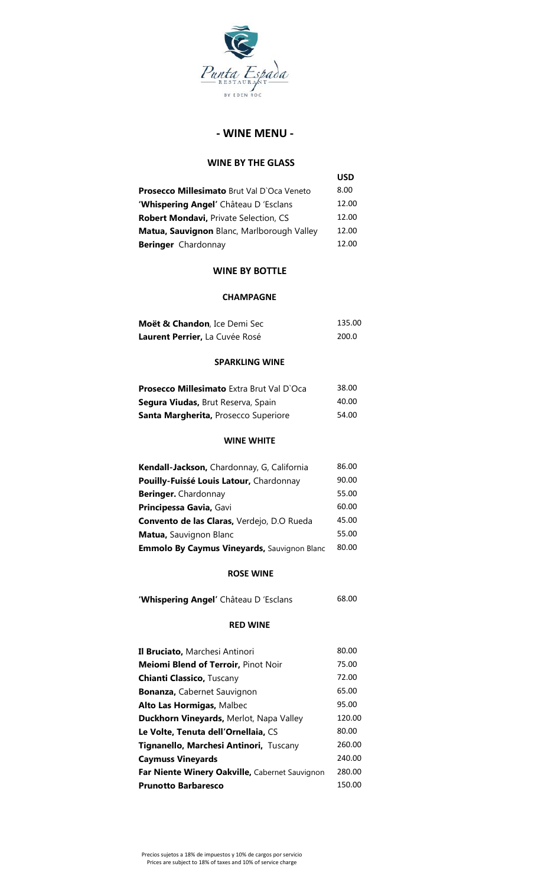Punta Espada

RESTAURANT

BY EDEN ROC

# - WINE MENU -

## WINE BY THE GLASS

| | USD |
|---|---|
| **Prosecco Millesimato** Brut Val D`Oca Veneto | 8.00 |
| **'Whispering Angel'** Château D 'Esclans | 12.00 |
| **Robert Mondavi,** Private Selection, CS | 12.00 |
| **Matua, Sauvignon** Blanc, Marlborough Valley | 12.00 |
| **Beringer** Chardonnay | 12.00 |

## WINE BY BOTTLE

### CHAMPAGNE

| | |
|---|---|
| **Moët & Chandon**, Ice Demi Sec | 135.00 |
| **Laurent Perrier,** La Cuvée Rosé | 200.0 |

### SPARKLING WINE

| | |
|---|---|
| **Prosecco Millesimato** Extra Brut Val D`Oca | 38.00 |
| **Segura Viudas,** Brut Reserva, Spain | 40.00 |
| **Santa Margherita,** Prosecco Superiore | 54.00 |

### WINE WHITE

| | |
|---|---|
| **Kendall-Jackson,** Chardonnay, G, California | 86.00 |
| **Pouilly-Fuissé Louis Latour,** Chardonnay | 90.00 |
| **Beringer.** Chardonnay | 55.00 |
| **Principessa Gavia,** Gavi | 60.00 |
| **Convento de las Claras,** Verdejo, D.O Rueda | 45.00 |
| **Matua,** Sauvignon Blanc | 55.00 |
| **Emmolo By Caymus Vineyards,** Sauvignon Blanc | 80.00 |

### ROSE WINE

| | |
|---|---|
| **'Whispering Angel'** Château D 'Esclans | 68.00 |

### RED WINE

| | |
|---|---|
| **Il Bruciato,** Marchesi Antinori | 80.00 |
| **Meiomi Blend of Terroir,** Pinot Noir | 75.00 |
| **Chianti Classico,** Tuscany | 72.00 |
| **Bonanza,** Cabernet Sauvignon | 65.00 |
| **Alto Las Hormigas,** Malbec | 95.00 |
| **Duckhorn Vineyards,** Merlot, Napa Valley | 120.00 |
| **Le Volte, Tenuta dell'Ornellaia,** CS | 80.00 |
| **Tignanello, Marchesi Antinori,** Tuscany | 260.00 |
| **Caymuss Vineyards** | 240.00 |
| **Far Niente Winery Oakville,** Cabernet Sauvignon | 280.00 |
| **Prunotto Barbaresco** | 150.00 |

Precios sujetos a 18% de impuestos y 10% de cargos por servicio
Prices are subject to 18% of taxes and 10% of service charge